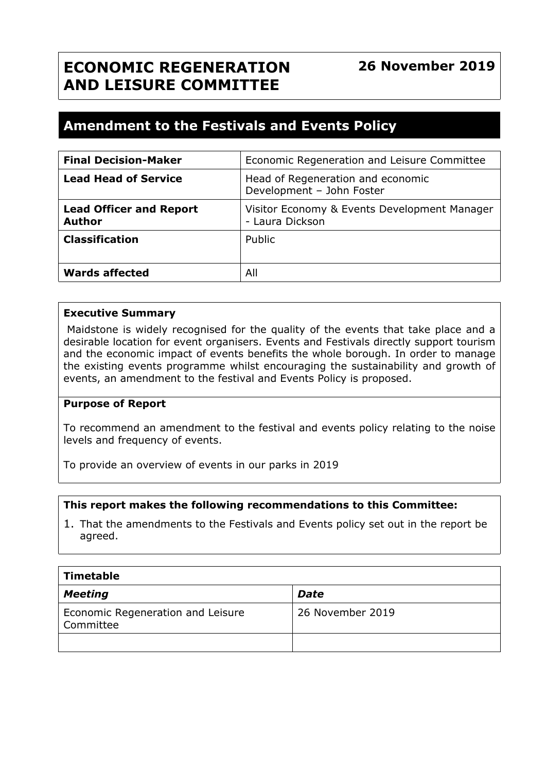# ECONOMIC REGENERATION AND LEISURE COMMITTEE

**26 November 2019**

## Amendment to the Festivals and Events Policy

| **Final Decision-Maker** | Economic Regeneration and Leisure Committee |
|---|---|
| **Lead Head of Service** | Head of Regeneration and economic Development – John Foster |
| **Lead Officer and Report Author** | Visitor Economy & Events Development Manager - Laura Dickson |
| **Classification** | Public |
| **Wards affected** | All |

**Executive Summary**

Maidstone is widely recognised for the quality of the events that take place and a desirable location for event organisers. Events and Festivals directly support tourism and the economic impact of events benefits the whole borough. In order to manage the existing events programme whilst encouraging the sustainability and growth of events, an amendment to the festival and Events Policy is proposed.

**Purpose of Report**

To recommend an amendment to the festival and events policy relating to the noise levels and frequency of events.

To provide an overview of events in our parks in 2019

**This report makes the following recommendations to this Committee:**

1. That the amendments to the Festivals and Events policy set out in the report be agreed.

| **Timetable** | |
|---|---|
| ***Meeting*** | ***Date*** |
| Economic Regeneration and Leisure Committee | 26 November 2019 |
| | |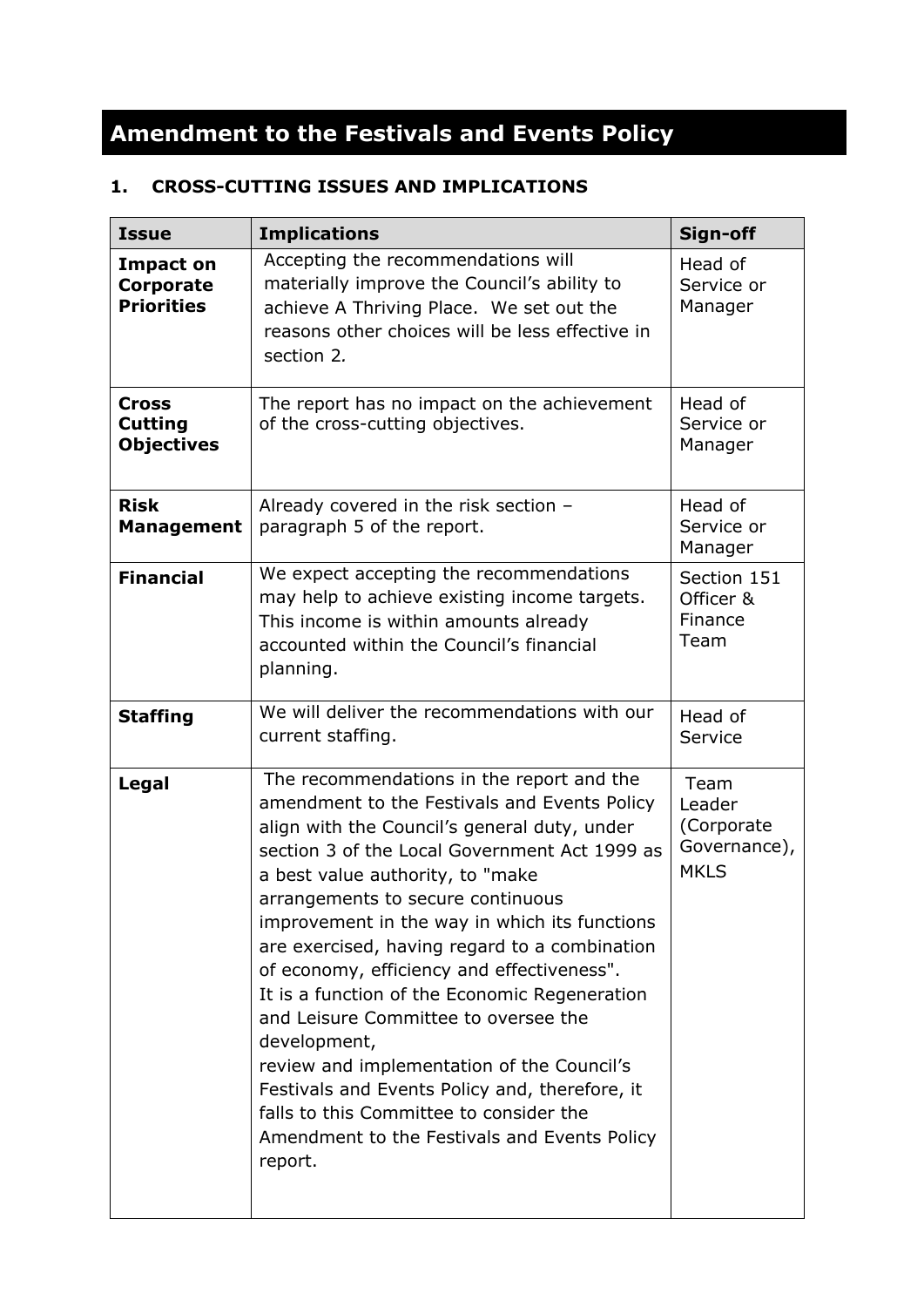# Amendment to the Festivals and Events Policy

## 1. CROSS-CUTTING ISSUES AND IMPLICATIONS

| Issue | Implications | Sign-off |
|---|---|---|
| **Impact on Corporate Priorities** | Accepting the recommendations will materially improve the Council's ability to achieve A Thriving Place. We set out the reasons other choices will be less effective in section 2. | Head of Service or Manager |
| **Cross Cutting Objectives** | The report has no impact on the achievement of the cross-cutting objectives. | Head of Service or Manager |
| **Risk Management** | Already covered in the risk section – paragraph 5 of the report. | Head of Service or Manager |
| **Financial** | We expect accepting the recommendations may help to achieve existing income targets. This income is within amounts already accounted within the Council's financial planning. | Section 151 Officer & Finance Team |
| **Staffing** | We will deliver the recommendations with our current staffing. | Head of Service |
| **Legal** | The recommendations in the report and the amendment to the Festivals and Events Policy align with the Council's general duty, under section 3 of the Local Government Act 1999 as a best value authority, to "make arrangements to secure continuous improvement in the way in which its functions are exercised, having regard to a combination of economy, efficiency and effectiveness". It is a function of the Economic Regeneration and Leisure Committee to oversee the development, review and implementation of the Council's Festivals and Events Policy and, therefore, it falls to this Committee to consider the Amendment to the Festivals and Events Policy report. | Team Leader (Corporate Governance), MKLS |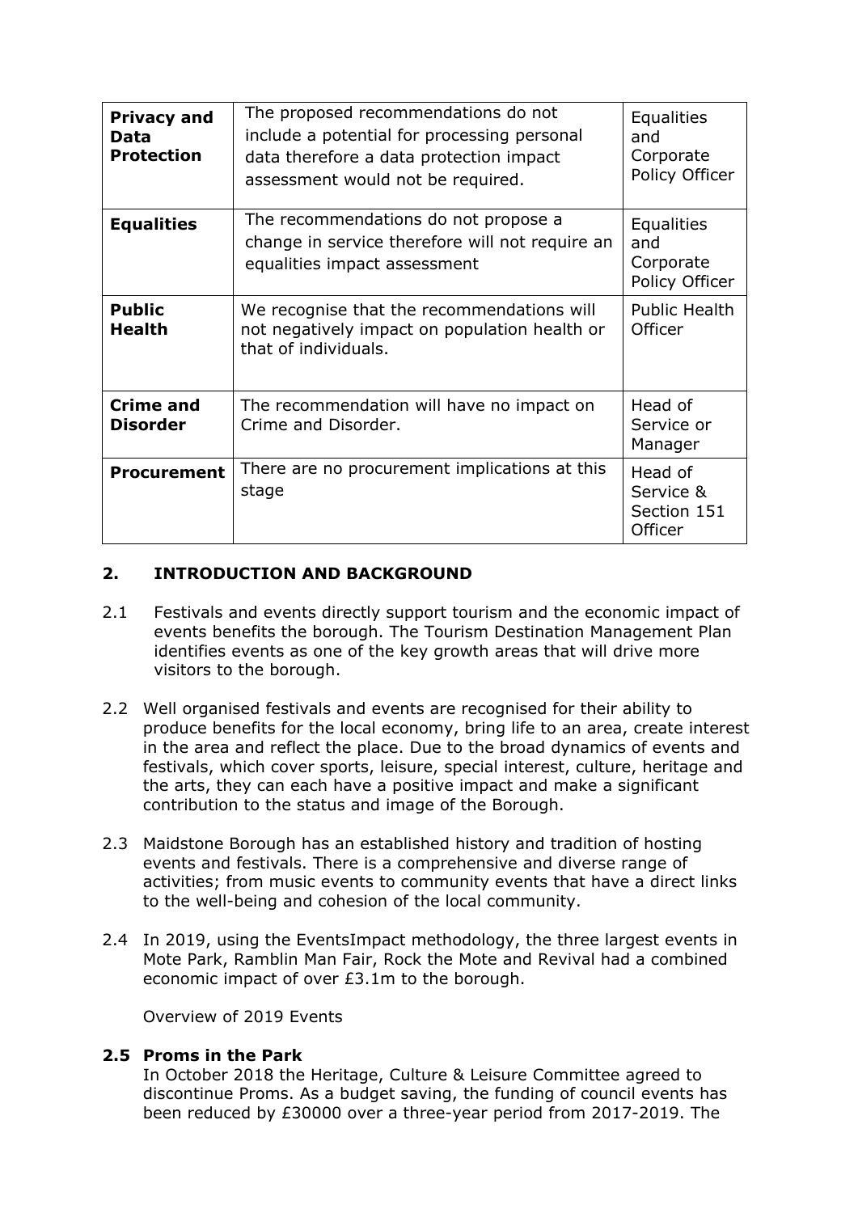| **Privacy and Data Protection** | The proposed recommendations do not include a potential for processing personal data therefore a data protection impact assessment would not be required. | Equalities and Corporate Policy Officer |
|---|---|---|
| **Equalities** | The recommendations do not propose a change in service therefore will not require an equalities impact assessment | Equalities and Corporate Policy Officer |
| **Public Health** | We recognise that the recommendations will not negatively impact on population health or that of individuals. | Public Health Officer |
| **Crime and Disorder** | The recommendation will have no impact on Crime and Disorder. | Head of Service or Manager |
| **Procurement** | There are no procurement implications at this stage | Head of Service & Section 151 Officer |

## 2. INTRODUCTION AND BACKGROUND

2.1 Festivals and events directly support tourism and the economic impact of events benefits the borough. The Tourism Destination Management Plan identifies events as one of the key growth areas that will drive more visitors to the borough.

2.2 Well organised festivals and events are recognised for their ability to produce benefits for the local economy, bring life to an area, create interest in the area and reflect the place. Due to the broad dynamics of events and festivals, which cover sports, leisure, special interest, culture, heritage and the arts, they can each have a positive impact and make a significant contribution to the status and image of the Borough.

2.3 Maidstone Borough has an established history and tradition of hosting events and festivals. There is a comprehensive and diverse range of activities; from music events to community events that have a direct links to the well-being and cohesion of the local community.

2.4 In 2019, using the EventsImpact methodology, the three largest events in Mote Park, Ramblin Man Fair, Rock the Mote and Revival had a combined economic impact of over £3.1m to the borough.

Overview of 2019 Events

**2.5 Proms in the Park**
In October 2018 the Heritage, Culture & Leisure Committee agreed to discontinue Proms. As a budget saving, the funding of council events has been reduced by £30000 over a three-year period from 2017-2019. The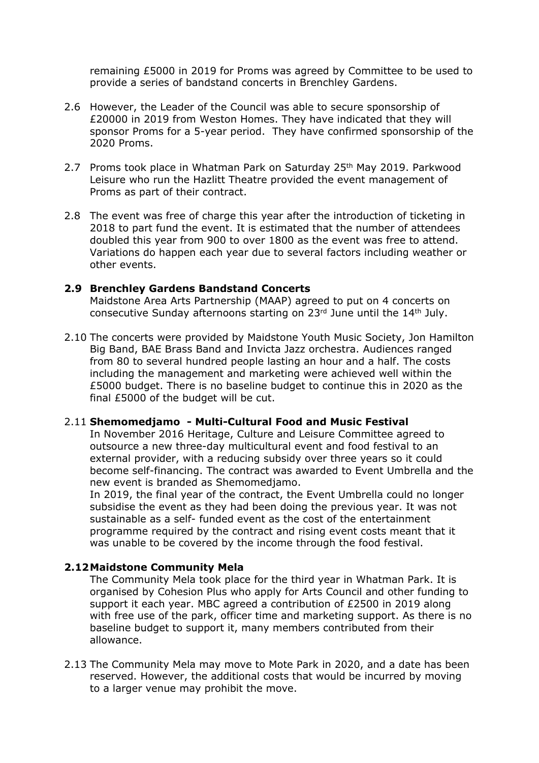remaining £5000 in 2019 for Proms was agreed by Committee to be used to provide a series of bandstand concerts in Brenchley Gardens.

2.6 However, the Leader of the Council was able to secure sponsorship of £20000 in 2019 from Weston Homes. They have indicated that they will sponsor Proms for a 5-year period. They have confirmed sponsorship of the 2020 Proms.

2.7 Proms took place in Whatman Park on Saturday 25th May 2019. Parkwood Leisure who run the Hazlitt Theatre provided the event management of Proms as part of their contract.

2.8 The event was free of charge this year after the introduction of ticketing in 2018 to part fund the event. It is estimated that the number of attendees doubled this year from 900 to over 1800 as the event was free to attend. Variations do happen each year due to several factors including weather or other events.

**2.9 Brenchley Gardens Bandstand Concerts**

Maidstone Area Arts Partnership (MAAP) agreed to put on 4 concerts on consecutive Sunday afternoons starting on 23rd June until the 14th July.

2.10 The concerts were provided by Maidstone Youth Music Society, Jon Hamilton Big Band, BAE Brass Band and Invicta Jazz orchestra. Audiences ranged from 80 to several hundred people lasting an hour and a half. The costs including the management and marketing were achieved well within the £5000 budget. There is no baseline budget to continue this in 2020 as the final £5000 of the budget will be cut.

2.11 **Shemomedjamo - Multi-Cultural Food and Music Festival**

In November 2016 Heritage, Culture and Leisure Committee agreed to outsource a new three-day multicultural event and food festival to an external provider, with a reducing subsidy over three years so it could become self-financing. The contract was awarded to Event Umbrella and the new event is branded as Shemomedjamo.

In 2019, the final year of the contract, the Event Umbrella could no longer subsidise the event as they had been doing the previous year. It was not sustainable as a self- funded event as the cost of the entertainment programme required by the contract and rising event costs meant that it was unable to be covered by the income through the food festival.

**2.12 Maidstone Community Mela**

The Community Mela took place for the third year in Whatman Park. It is organised by Cohesion Plus who apply for Arts Council and other funding to support it each year. MBC agreed a contribution of £2500 in 2019 along with free use of the park, officer time and marketing support. As there is no baseline budget to support it, many members contributed from their allowance.

2.13 The Community Mela may move to Mote Park in 2020, and a date has been reserved. However, the additional costs that would be incurred by moving to a larger venue may prohibit the move.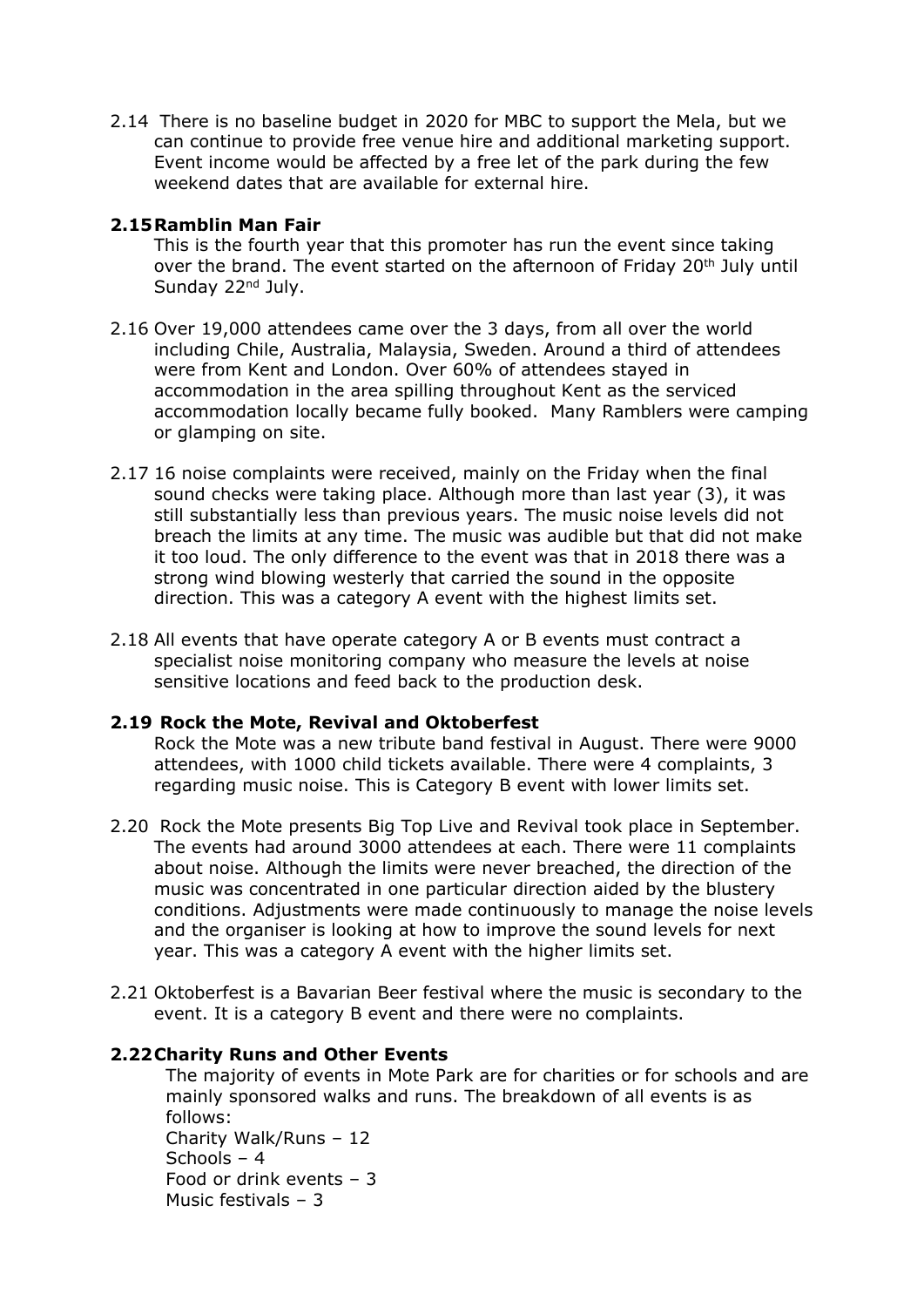2.14 There is no baseline budget in 2020 for MBC to support the Mela, but we can continue to provide free venue hire and additional marketing support. Event income would be affected by a free let of the park during the few weekend dates that are available for external hire.

**2.15 Ramblin Man Fair**

This is the fourth year that this promoter has run the event since taking over the brand. The event started on the afternoon of Friday 20th July until Sunday 22nd July.

2.16 Over 19,000 attendees came over the 3 days, from all over the world including Chile, Australia, Malaysia, Sweden. Around a third of attendees were from Kent and London. Over 60% of attendees stayed in accommodation in the area spilling throughout Kent as the serviced accommodation locally became fully booked. Many Ramblers were camping or glamping on site.

2.17 16 noise complaints were received, mainly on the Friday when the final sound checks were taking place. Although more than last year (3), it was still substantially less than previous years. The music noise levels did not breach the limits at any time. The music was audible but that did not make it too loud. The only difference to the event was that in 2018 there was a strong wind blowing westerly that carried the sound in the opposite direction. This was a category A event with the highest limits set.

2.18 All events that have operate category A or B events must contract a specialist noise monitoring company who measure the levels at noise sensitive locations and feed back to the production desk.

**2.19 Rock the Mote, Revival and Oktoberfest**

Rock the Mote was a new tribute band festival in August. There were 9000 attendees, with 1000 child tickets available. There were 4 complaints, 3 regarding music noise. This is Category B event with lower limits set.

2.20 Rock the Mote presents Big Top Live and Revival took place in September. The events had around 3000 attendees at each. There were 11 complaints about noise. Although the limits were never breached, the direction of the music was concentrated in one particular direction aided by the blustery conditions. Adjustments were made continuously to manage the noise levels and the organiser is looking at how to improve the sound levels for next year. This was a category A event with the higher limits set.

2.21 Oktoberfest is a Bavarian Beer festival where the music is secondary to the event. It is a category B event and there were no complaints.

**2.22 Charity Runs and Other Events**

The majority of events in Mote Park are for charities or for schools and are mainly sponsored walks and runs. The breakdown of all events is as follows:

Charity Walk/Runs – 12
Schools – 4
Food or drink events – 3
Music festivals – 3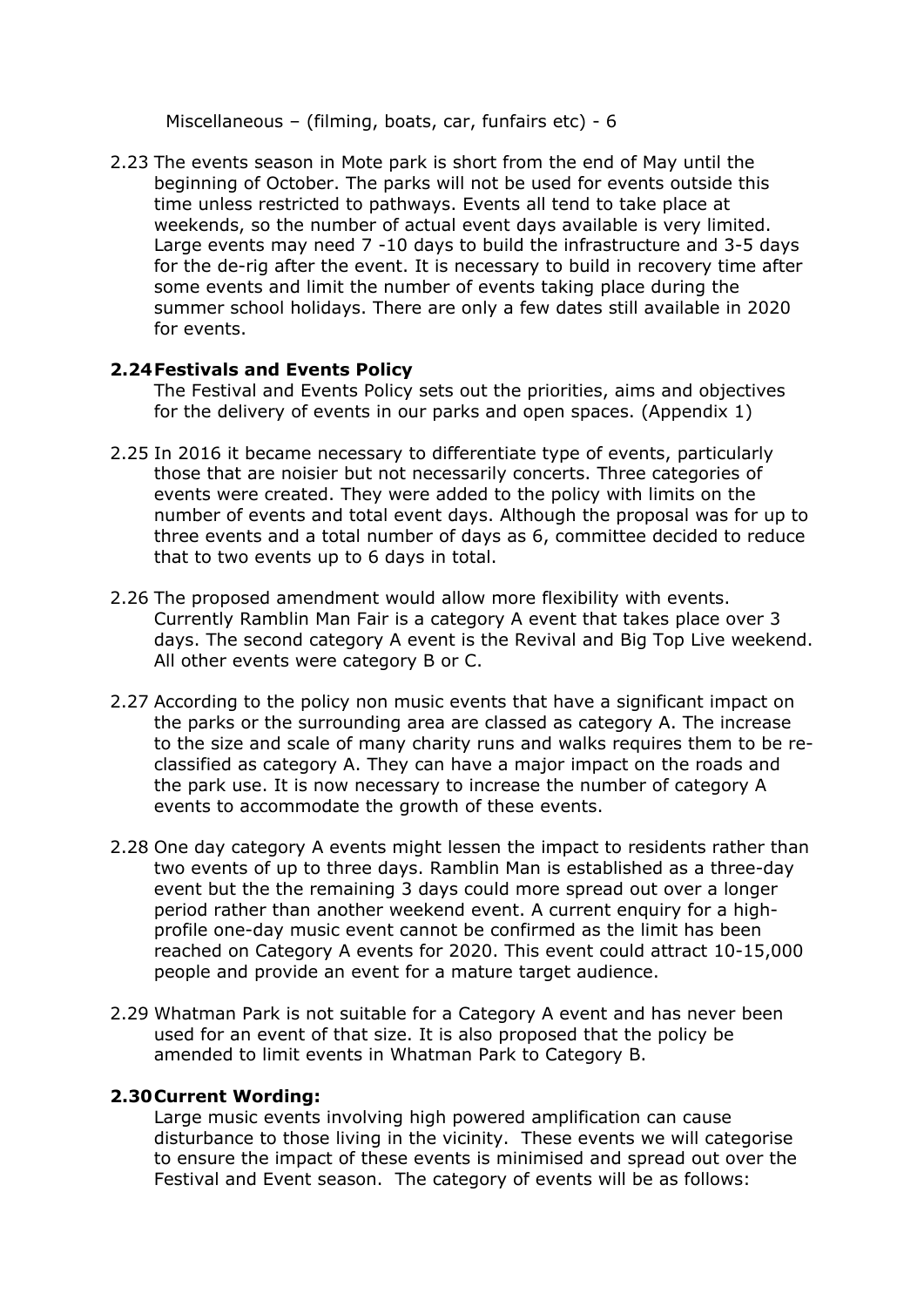Miscellaneous – (filming, boats, car, funfairs etc) - 6

2.23 The events season in Mote park is short from the end of May until the beginning of October. The parks will not be used for events outside this time unless restricted to pathways. Events all tend to take place at weekends, so the number of actual event days available is very limited. Large events may need 7 -10 days to build the infrastructure and 3-5 days for the de-rig after the event. It is necessary to build in recovery time after some events and limit the number of events taking place during the summer school holidays. There are only a few dates still available in 2020 for events.

**2.24 Festivals and Events Policy**

The Festival and Events Policy sets out the priorities, aims and objectives for the delivery of events in our parks and open spaces. (Appendix 1)

2.25 In 2016 it became necessary to differentiate type of events, particularly those that are noisier but not necessarily concerts. Three categories of events were created. They were added to the policy with limits on the number of events and total event days. Although the proposal was for up to three events and a total number of days as 6, committee decided to reduce that to two events up to 6 days in total.

2.26 The proposed amendment would allow more flexibility with events. Currently Ramblin Man Fair is a category A event that takes place over 3 days. The second category A event is the Revival and Big Top Live weekend. All other events were category B or C.

2.27 According to the policy non music events that have a significant impact on the parks or the surrounding area are classed as category A. The increase to the size and scale of many charity runs and walks requires them to be re-classified as category A. They can have a major impact on the roads and the park use. It is now necessary to increase the number of category A events to accommodate the growth of these events.

2.28 One day category A events might lessen the impact to residents rather than two events of up to three days. Ramblin Man is established as a three-day event but the the remaining 3 days could more spread out over a longer period rather than another weekend event. A current enquiry for a high-profile one-day music event cannot be confirmed as the limit has been reached on Category A events for 2020. This event could attract 10-15,000 people and provide an event for a mature target audience.

2.29 Whatman Park is not suitable for a Category A event and has never been used for an event of that size. It is also proposed that the policy be amended to limit events in Whatman Park to Category B.

**2.30 Current Wording:**

Large music events involving high powered amplification can cause disturbance to those living in the vicinity. These events we will categorise to ensure the impact of these events is minimised and spread out over the Festival and Event season. The category of events will be as follows: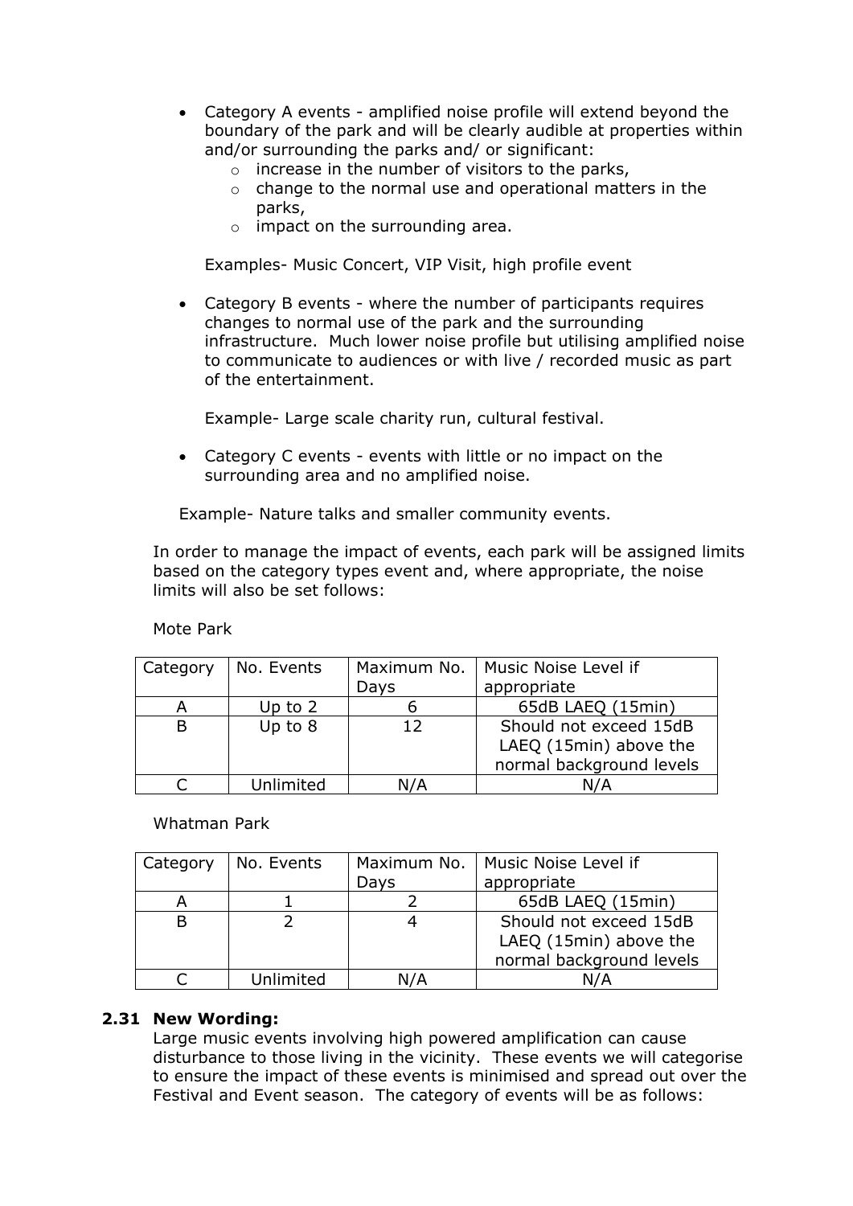- Category A events - amplified noise profile will extend beyond the boundary of the park and will be clearly audible at properties within and/or surrounding the parks and/ or significant:
    - increase in the number of visitors to the parks,
    - change to the normal use and operational matters in the parks,
    - impact on the surrounding area.

  Examples- Music Concert, VIP Visit, high profile event

- Category B events - where the number of participants requires changes to normal use of the park and the surrounding infrastructure. Much lower noise profile but utilising amplified noise to communicate to audiences or with live / recorded music as part of the entertainment.

  Example- Large scale charity run, cultural festival.

- Category C events - events with little or no impact on the surrounding area and no amplified noise.

Example- Nature talks and smaller community events.

In order to manage the impact of events, each park will be assigned limits based on the category types event and, where appropriate, the noise limits will also be set follows:

Mote Park

| Category | No. Events | Maximum No. Days | Music Noise Level if appropriate |
|---|---|---|---|
| A | Up to 2 | 6 | 65dB LAEQ (15min) |
| B | Up to 8 | 12 | Should not exceed 15dB LAEQ (15min) above the normal background levels |
| C | Unlimited | N/A | N/A |

Whatman Park

| Category | No. Events | Maximum No. Days | Music Noise Level if appropriate |
|---|---|---|---|
| A | 1 | 2 | 65dB LAEQ (15min) |
| B | 2 | 4 | Should not exceed 15dB LAEQ (15min) above the normal background levels |
| C | Unlimited | N/A | N/A |

**2.31 New Wording:**

Large music events involving high powered amplification can cause disturbance to those living in the vicinity. These events we will categorise to ensure the impact of these events is minimised and spread out over the Festival and Event season. The category of events will be as follows: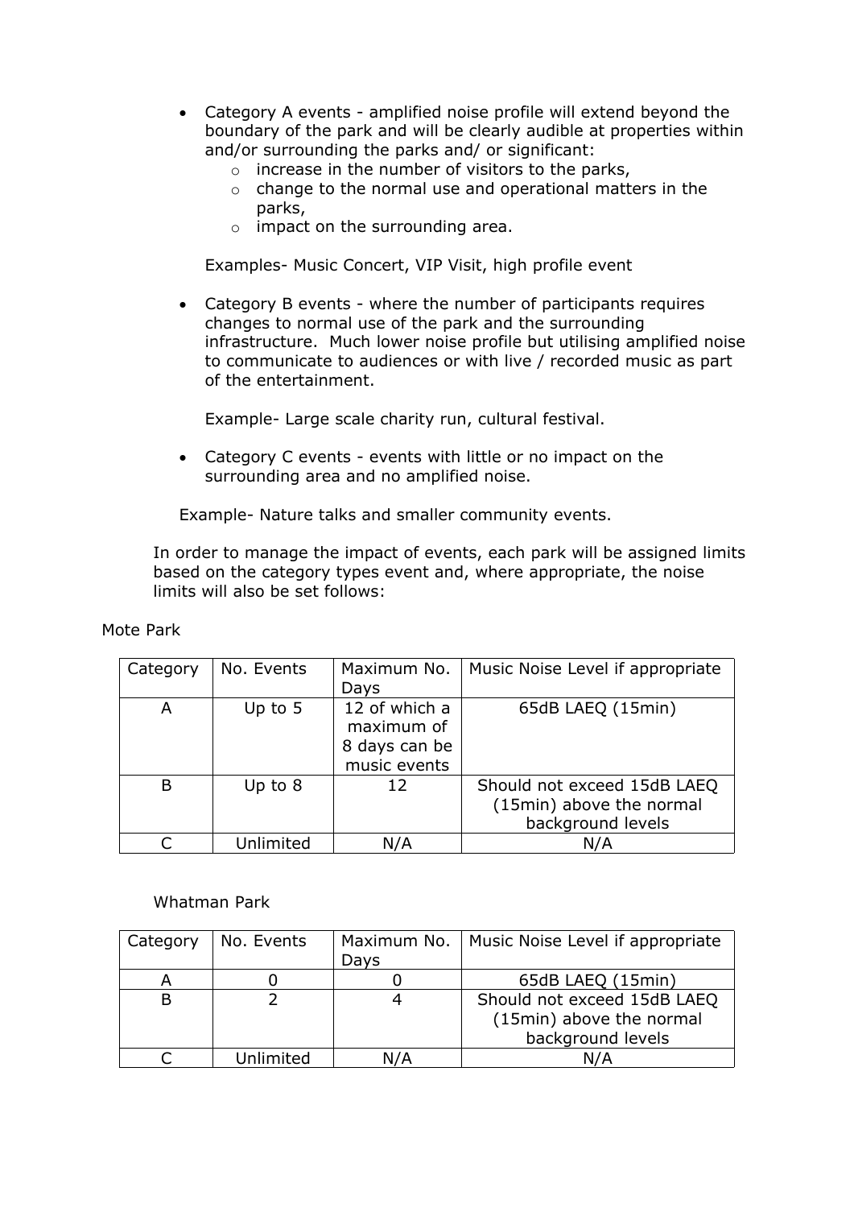- Category A events - amplified noise profile will extend beyond the boundary of the park and will be clearly audible at properties within and/or surrounding the parks and/ or significant:
  - increase in the number of visitors to the parks,
  - change to the normal use and operational matters in the parks,
  - impact on the surrounding area.

  Examples- Music Concert, VIP Visit, high profile event

- Category B events - where the number of participants requires changes to normal use of the park and the surrounding infrastructure. Much lower noise profile but utilising amplified noise to communicate to audiences or with live / recorded music as part of the entertainment.

  Example- Large scale charity run, cultural festival.

- Category C events - events with little or no impact on the surrounding area and no amplified noise.

Example- Nature talks and smaller community events.

In order to manage the impact of events, each park will be assigned limits based on the category types event and, where appropriate, the noise limits will also be set follows:

Mote Park

| Category | No. Events | Maximum No. Days | Music Noise Level if appropriate |
|---|---|---|---|
| A | Up to 5 | 12 of which a maximum of 8 days can be music events | 65dB LAEQ (15min) |
| B | Up to 8 | 12 | Should not exceed 15dB LAEQ (15min) above the normal background levels |
| C | Unlimited | N/A | N/A |

Whatman Park

| Category | No. Events | Maximum No. Days | Music Noise Level if appropriate |
|---|---|---|---|
| A | 0 | 0 | 65dB LAEQ (15min) |
| B | 2 | 4 | Should not exceed 15dB LAEQ (15min) above the normal background levels |
| C | Unlimited | N/A | N/A |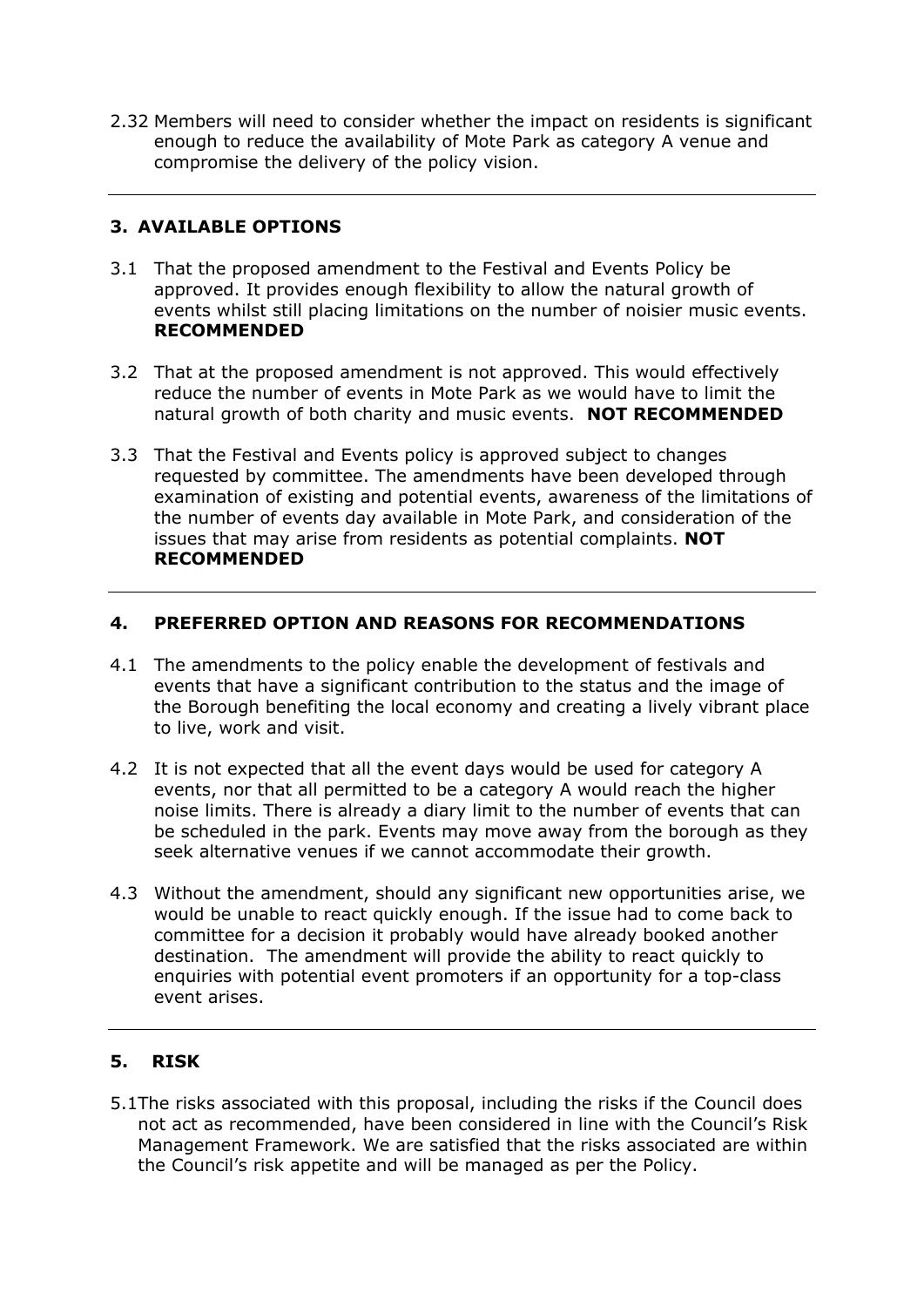2.32 Members will need to consider whether the impact on residents is significant enough to reduce the availability of Mote Park as category A venue and compromise the delivery of the policy vision.

## 3. AVAILABLE OPTIONS

3.1 That the proposed amendment to the Festival and Events Policy be approved. It provides enough flexibility to allow the natural growth of events whilst still placing limitations on the number of noisier music events. **RECOMMENDED**

3.2 That at the proposed amendment is not approved. This would effectively reduce the number of events in Mote Park as we would have to limit the natural growth of both charity and music events. **NOT RECOMMENDED**

3.3 That the Festival and Events policy is approved subject to changes requested by committee. The amendments have been developed through examination of existing and potential events, awareness of the limitations of the number of events day available in Mote Park, and consideration of the issues that may arise from residents as potential complaints. **NOT RECOMMENDED**

## 4. PREFERRED OPTION AND REASONS FOR RECOMMENDATIONS

4.1 The amendments to the policy enable the development of festivals and events that have a significant contribution to the status and the image of the Borough benefiting the local economy and creating a lively vibrant place to live, work and visit.

4.2 It is not expected that all the event days would be used for category A events, nor that all permitted to be a category A would reach the higher noise limits. There is already a diary limit to the number of events that can be scheduled in the park. Events may move away from the borough as they seek alternative venues if we cannot accommodate their growth.

4.3 Without the amendment, should any significant new opportunities arise, we would be unable to react quickly enough. If the issue had to come back to committee for a decision it probably would have already booked another destination. The amendment will provide the ability to react quickly to enquiries with potential event promoters if an opportunity for a top-class event arises.

## 5. RISK

5.1The risks associated with this proposal, including the risks if the Council does not act as recommended, have been considered in line with the Council's Risk Management Framework. We are satisfied that the risks associated are within the Council's risk appetite and will be managed as per the Policy.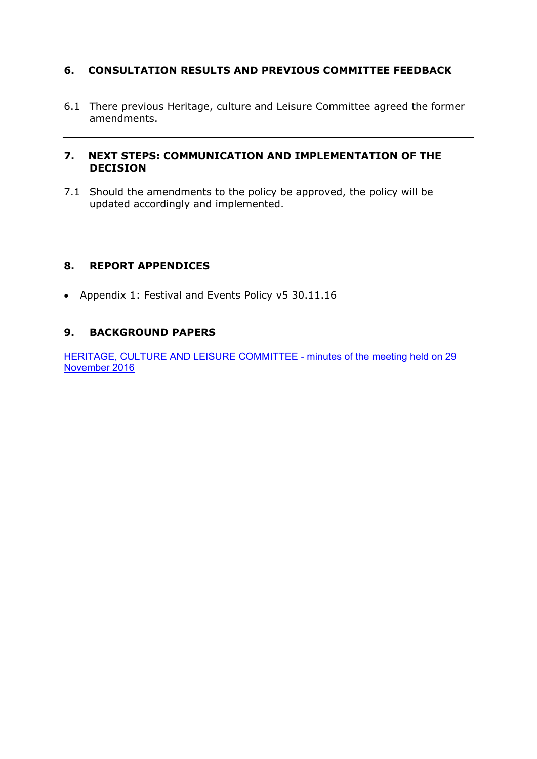## 6. CONSULTATION RESULTS AND PREVIOUS COMMITTEE FEEDBACK

6.1 There previous Heritage, culture and Leisure Committee agreed the former amendments.

---

## 7. NEXT STEPS: COMMUNICATION AND IMPLEMENTATION OF THE DECISION

7.1 Should the amendments to the policy be approved, the policy will be updated accordingly and implemented.

---

## 8. REPORT APPENDICES

- Appendix 1: Festival and Events Policy v5 30.11.16

---

## 9. BACKGROUND PAPERS

HERITAGE, CULTURE AND LEISURE COMMITTEE - minutes of the meeting held on 29 November 2016